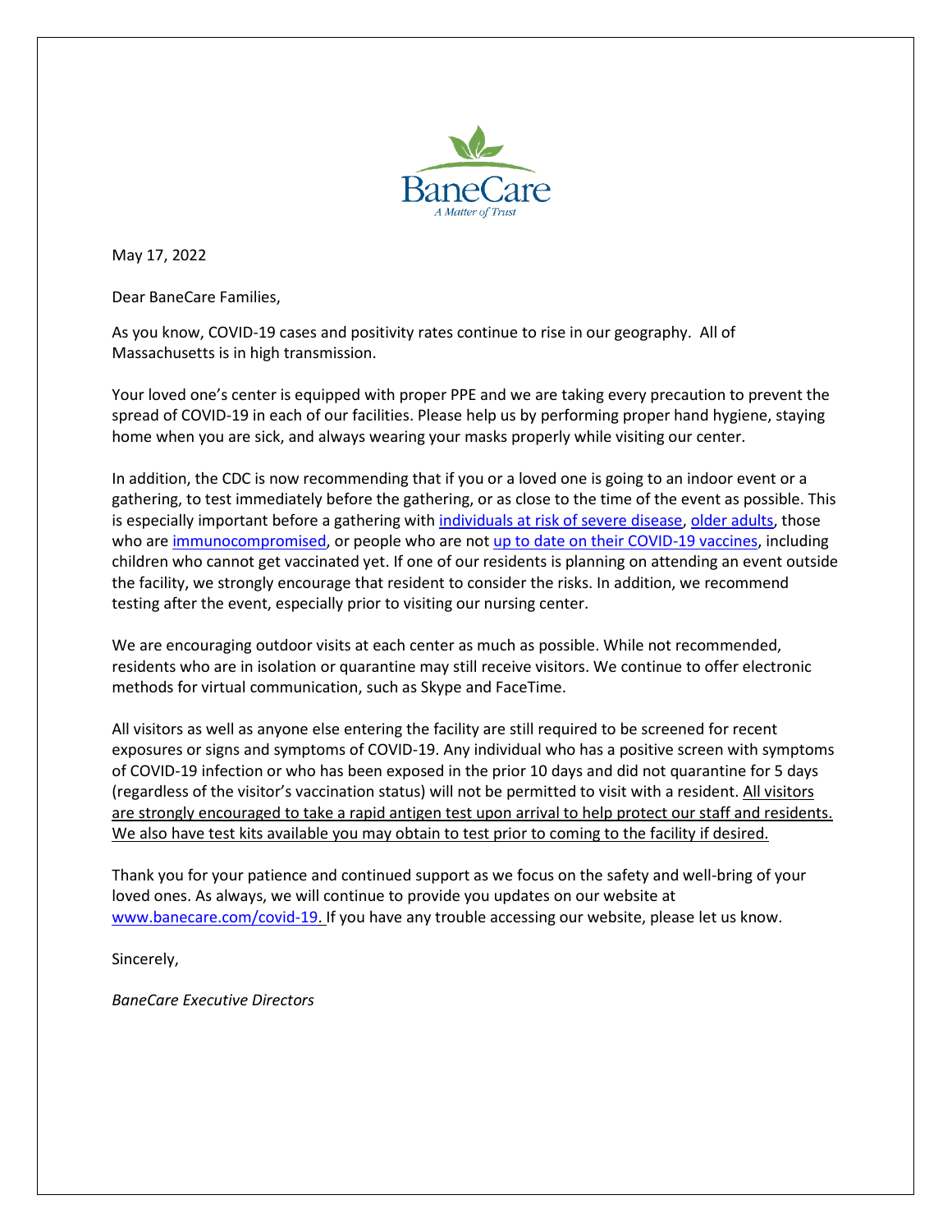BaneCare

*A Matter of Trust*

May 17, 2022

Dear BaneCare Families,

As you know, COVID-19 cases and positivity rates continue to rise in our geography. All of Massachusetts is in high transmission.

Your loved one's center is equipped with proper PPE and we are taking every precaution to prevent the spread of COVID-19 in each of our facilities. Please help us by performing proper hand hygiene, staying home when you are sick, and always wearing your masks properly while visiting our center.

In addition, the CDC is now recommending that if you or a loved one is going to an indoor event or a gathering, to test immediately before the gathering, or as close to the time of the event as possible. This is especially important before a gathering with individuals at risk of severe disease, older adults, those who are immunocompromised, or people who are not up to date on their COVID-19 vaccines, including children who cannot get vaccinated yet. If one of our residents is planning on attending an event outside the facility, we strongly encourage that resident to consider the risks. In addition, we recommend testing after the event, especially prior to visiting our nursing center.

We are encouraging outdoor visits at each center as much as possible. While not recommended, residents who are in isolation or quarantine may still receive visitors. We continue to offer electronic methods for virtual communication, such as Skype and FaceTime.

All visitors as well as anyone else entering the facility are still required to be screened for recent exposures or signs and symptoms of COVID-19. Any individual who has a positive screen with symptoms of COVID-19 infection or who has been exposed in the prior 10 days and did not quarantine for 5 days (regardless of the visitor's vaccination status) will not be permitted to visit with a resident. All visitors are strongly encouraged to take a rapid antigen test upon arrival to help protect our staff and residents. We also have test kits available you may obtain to test prior to coming to the facility if desired.

Thank you for your patience and continued support as we focus on the safety and well-bring of your loved ones. As always, we will continue to provide you updates on our website at www.banecare.com/covid-19. If you have any trouble accessing our website, please let us know.

Sincerely,

*BaneCare Executive Directors*